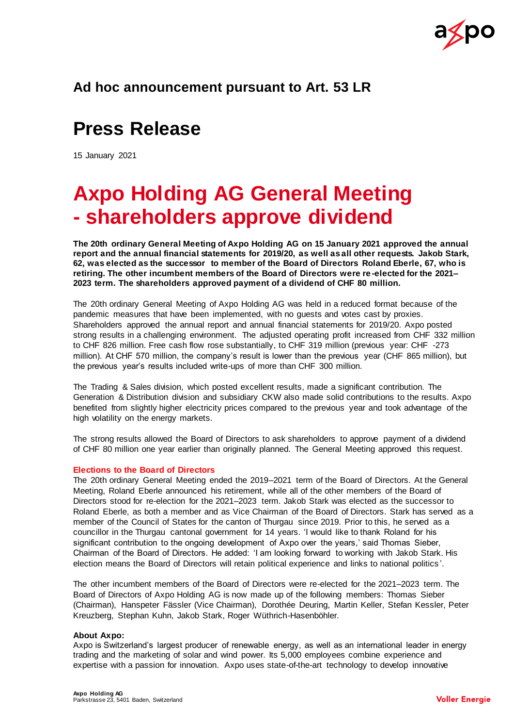## Ad hoc announcement pursuant to Art. 53 LR

# Press Release

15 January 2021

# Axpo Holding AG General Meeting - shareholders approve dividend

**The 20th ordinary General Meeting of Axpo Holding AG on 15 January 2021 approved the annual report and the annual financial statements for 2019/20, as well as all other requests. Jakob Stark, 62, was elected as the successor to member of the Board of Directors Roland Eberle, 67, who is retiring. The other incumbent members of the Board of Directors were re-elected for the 2021–2023 term. The shareholders approved payment of a dividend of CHF 80 million.**

The 20th ordinary General Meeting of Axpo Holding AG was held in a reduced format because of the pandemic measures that have been implemented, with no guests and votes cast by proxies. Shareholders approved the annual report and annual financial statements for 2019/20. Axpo posted strong results in a challenging environment. The adjusted operating profit increased from CHF 332 million to CHF 826 million. Free cash flow rose substantially, to CHF 319 million (previous year: CHF -273 million). At CHF 570 million, the company's result is lower than the previous year (CHF 865 million), but the previous year's results included write-ups of more than CHF 300 million.

The Trading & Sales division, which posted excellent results, made a significant contribution. The Generation & Distribution division and subsidiary CKW also made solid contributions to the results. Axpo benefited from slightly higher electricity prices compared to the previous year and took advantage of the high volatility on the energy markets.

The strong results allowed the Board of Directors to ask shareholders to approve payment of a dividend of CHF 80 million one year earlier than originally planned. The General Meeting approved this request.

### Elections to the Board of Directors

The 20th ordinary General Meeting ended the 2019–2021 term of the Board of Directors. At the General Meeting, Roland Eberle announced his retirement, while all of the other members of the Board of Directors stood for re-election for the 2021–2023 term. Jakob Stark was elected as the successor to Roland Eberle, as both a member and as Vice Chairman of the Board of Directors. Stark has served as a member of the Council of States for the canton of Thurgau since 2019. Prior to this, he served as a councillor in the Thurgau cantonal government for 14 years. 'I would like to thank Roland for his significant contribution to the ongoing development of Axpo over the years,' said Thomas Sieber, Chairman of the Board of Directors. He added: 'I am looking forward to working with Jakob Stark. His election means the Board of Directors will retain political experience and links to national politics'.

The other incumbent members of the Board of Directors were re-elected for the 2021–2023 term. The Board of Directors of Axpo Holding AG is now made up of the following members: Thomas Sieber (Chairman), Hanspeter Fässler (Vice Chairman), Dorothée Deuring, Martin Keller, Stefan Kessler, Peter Kreuzberg, Stephan Kuhn, Jakob Stark, Roger Wüthrich-Hasenböhler.

**About Axpo:**
Axpo is Switzerland's largest producer of renewable energy, as well as an international leader in energy trading and the marketing of solar and wind power. Its 5,000 employees combine experience and expertise with a passion for innovation. Axpo uses state-of-the-art technology to develop innovative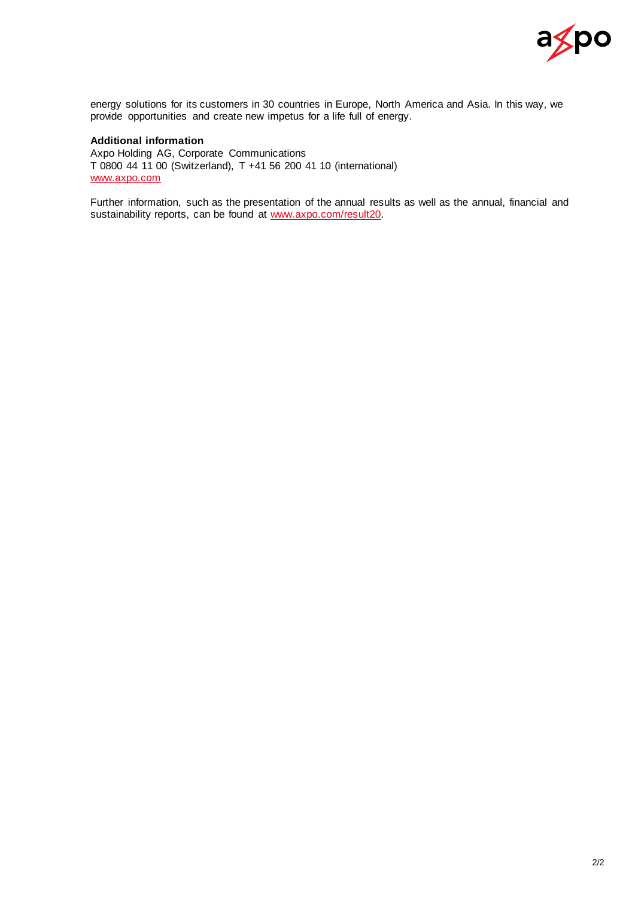energy solutions for its customers in 30 countries in Europe, North America and Asia. In this way, we provide opportunities and create new impetus for a life full of energy.

**Additional information**
Axpo Holding AG, Corporate Communications
T 0800 44 11 00 (Switzerland), T +41 56 200 41 10 (international)
[www.axpo.com](http://www.axpo.com)

Further information, such as the presentation of the annual results as well as the annual, financial and sustainability reports, can be found at [www.axpo.com/result20](http://www.axpo.com/result20).